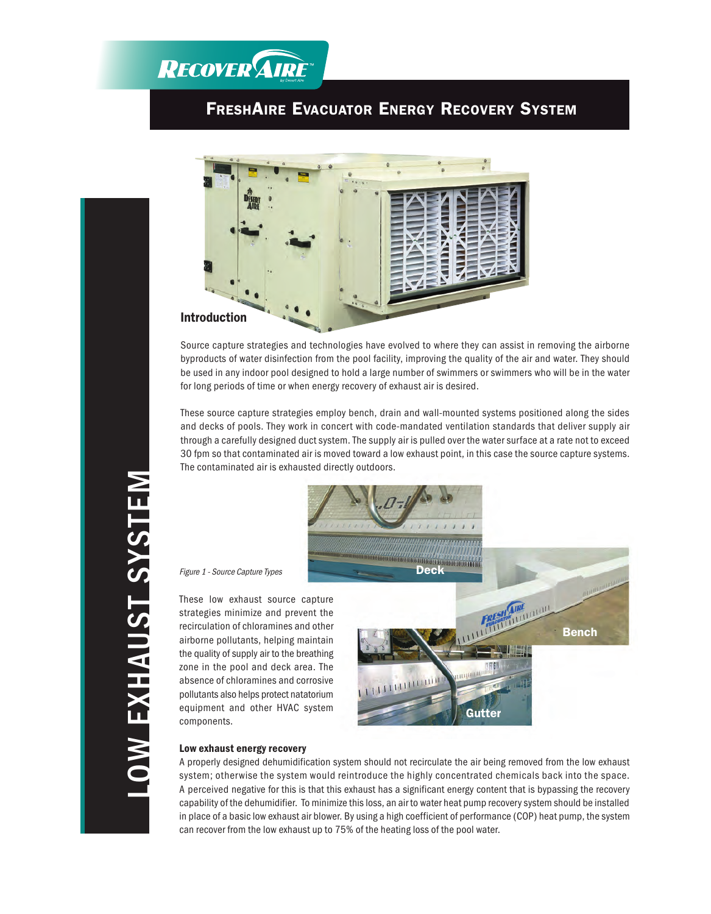# FreshAire Evacuator Energy Recovery System

## LOW EXHAUST SYSTEM

### Introduction

Source capture strategies and technologies have evolved to where they can assist in removing the airborne byproducts of water disinfection from the pool facility, improving the quality of the air and water. They should be used in any indoor pool designed to hold a large number of swimmers or swimmers who will be in the water for long periods of time or when energy recovery of exhaust air is desired.

These source capture strategies employ bench, drain and wall-mounted systems positioned along the sides and decks of pools. They work in concert with code-mandated ventilation standards that deliver supply air through a carefully designed duct system. The supply air is pulled over the water surface at a rate not to exceed 30 fpm so that contaminated air is moved toward a low exhaust point, in this case the source capture systems. The contaminated air is exhausted directly outdoors.

*Figure 1 - Source Capture Types*

These low exhaust source capture strategies minimize and prevent the recirculation of chloramines and other airborne pollutants, helping maintain the quality of supply air to the breathing zone in the pool and deck area. The absence of chloramines and corrosive pollutants also helps protect natatorium equipment and other HVAC system components.

### Low exhaust energy recovery

A properly designed dehumidification system should not recirculate the air being removed from the low exhaust system; otherwise the system would reintroduce the highly concentrated chemicals back into the space. A perceived negative for this is that this exhaust has a significant energy content that is bypassing the recovery capability of the dehumidifier. To minimize this loss, an air to water heat pump recovery system should be installed in place of a basic low exhaust air blower. By using a high coefficient of performance (COP) heat pump, the system can recover from the low exhaust up to 75% of the heating loss of the pool water.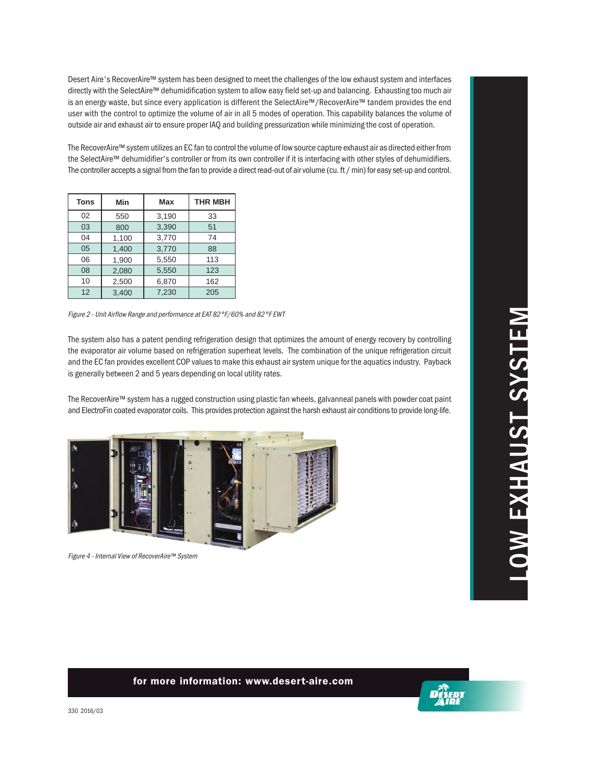Desert Aire's RecoverAire™ system has been designed to meet the challenges of the low exhaust system and interfaces directly with the SelectAire™ dehumidification system to allow easy field set-up and balancing. Exhausting too much air is an energy waste, but since every application is different the SelectAire™/RecoverAire™ tandem provides the end user with the control to optimize the volume of air in all 5 modes of operation. This capability balances the volume of outside air and exhaust air to ensure proper IAQ and building pressurization while minimizing the cost of operation.

The RecoverAire™ system utilizes an EC fan to control the volume of low source capture exhaust air as directed either from the SelectAire™ dehumidifier's controller or from its own controller if it is interfacing with other styles of dehumidifiers. The controller accepts a signal from the fan to provide a direct read-out of air volume (cu. ft / min) for easy set-up and control.

| Tons | Min | Max | THR MBH |
|---|---|---|---|
| 02 | 550 | 3,190 | 33 |
| 03 | 800 | 3,390 | 51 |
| 04 | 1,100 | 3,770 | 74 |
| 05 | 1,400 | 3,770 | 88 |
| 06 | 1,900 | 5,550 | 113 |
| 08 | 2,080 | 5,550 | 123 |
| 10 | 2,500 | 6,870 | 162 |
| 12 | 3,400 | 7,230 | 205 |

*Figure 2 - Unit Airflow Range and performance at EAT 82°F/60% and 82°F EWT*

The system also has a patent pending refrigeration design that optimizes the amount of energy recovery by controlling the evaporator air volume based on refrigeration superheat levels. The combination of the unique refrigeration circuit and the EC fan provides excellent COP values to make this exhaust air system unique for the aquatics industry. Payback is generally between 2 and 5 years depending on local utility rates.

The RecoverAire™ system has a rugged construction using plastic fan wheels, galvanneal panels with powder coat paint and ElectroFin coated evaporator coils. This provides protection against the harsh exhaust air conditions to provide long-life.

*Figure 4 - Internal View of RecoverAire™ System*

# LOW EXHAUST SYSTEM

**for more information: www.desert-aire.com**

330 2016/03